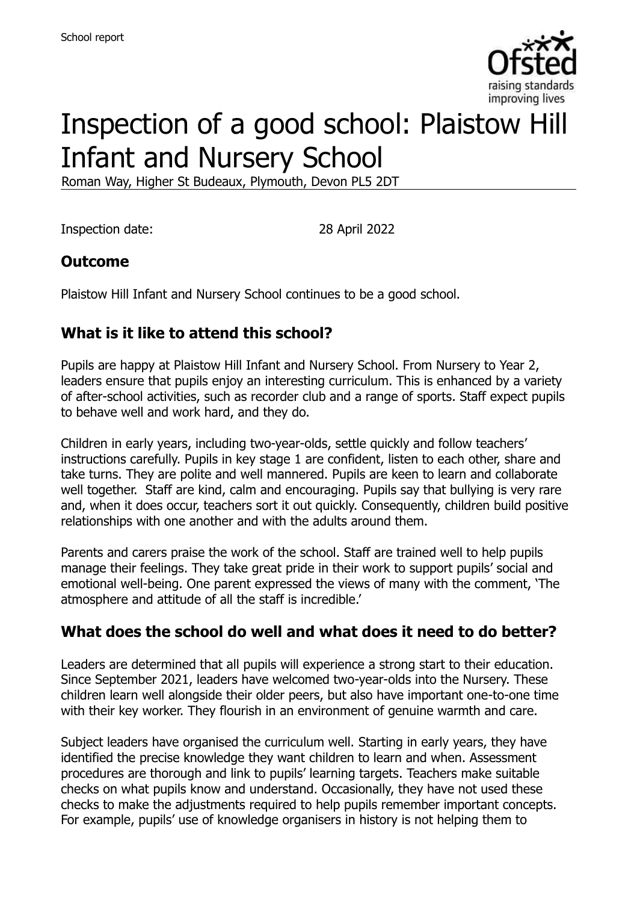# Inspection of a good school: Plaistow Hill Infant and Nursery School

Roman Way, Higher St Budeaux, Plymouth, Devon PL5 2DT

Inspection date: 28 April 2022

## Outcome

Plaistow Hill Infant and Nursery School continues to be a good school.

## What is it like to attend this school?

Pupils are happy at Plaistow Hill Infant and Nursery School. From Nursery to Year 2, leaders ensure that pupils enjoy an interesting curriculum. This is enhanced by a variety of after-school activities, such as recorder club and a range of sports. Staff expect pupils to behave well and work hard, and they do.

Children in early years, including two-year-olds, settle quickly and follow teachers' instructions carefully. Pupils in key stage 1 are confident, listen to each other, share and take turns. They are polite and well mannered. Pupils are keen to learn and collaborate well together. Staff are kind, calm and encouraging. Pupils say that bullying is very rare and, when it does occur, teachers sort it out quickly. Consequently, children build positive relationships with one another and with the adults around them.

Parents and carers praise the work of the school. Staff are trained well to help pupils manage their feelings. They take great pride in their work to support pupils' social and emotional well-being. One parent expressed the views of many with the comment, 'The atmosphere and attitude of all the staff is incredible.'

## What does the school do well and what does it need to do better?

Leaders are determined that all pupils will experience a strong start to their education. Since September 2021, leaders have welcomed two-year-olds into the Nursery. These children learn well alongside their older peers, but also have important one-to-one time with their key worker. They flourish in an environment of genuine warmth and care.

Subject leaders have organised the curriculum well. Starting in early years, they have identified the precise knowledge they want children to learn and when. Assessment procedures are thorough and link to pupils' learning targets. Teachers make suitable checks on what pupils know and understand. Occasionally, they have not used these checks to make the adjustments required to help pupils remember important concepts. For example, pupils' use of knowledge organisers in history is not helping them to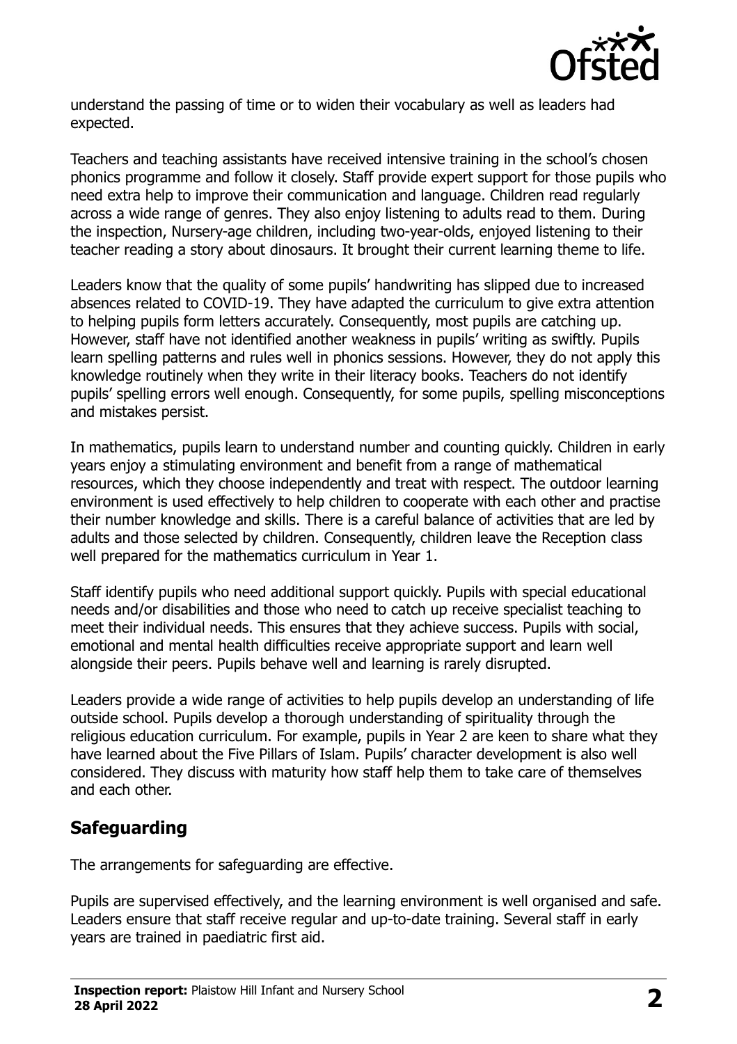understand the passing of time or to widen their vocabulary as well as leaders had expected.

Teachers and teaching assistants have received intensive training in the school's chosen phonics programme and follow it closely. Staff provide expert support for those pupils who need extra help to improve their communication and language. Children read regularly across a wide range of genres. They also enjoy listening to adults read to them. During the inspection, Nursery-age children, including two-year-olds, enjoyed listening to their teacher reading a story about dinosaurs. It brought their current learning theme to life.

Leaders know that the quality of some pupils' handwriting has slipped due to increased absences related to COVID-19. They have adapted the curriculum to give extra attention to helping pupils form letters accurately. Consequently, most pupils are catching up. However, staff have not identified another weakness in pupils' writing as swiftly. Pupils learn spelling patterns and rules well in phonics sessions. However, they do not apply this knowledge routinely when they write in their literacy books. Teachers do not identify pupils' spelling errors well enough. Consequently, for some pupils, spelling misconceptions and mistakes persist.

In mathematics, pupils learn to understand number and counting quickly. Children in early years enjoy a stimulating environment and benefit from a range of mathematical resources, which they choose independently and treat with respect. The outdoor learning environment is used effectively to help children to cooperate with each other and practise their number knowledge and skills. There is a careful balance of activities that are led by adults and those selected by children. Consequently, children leave the Reception class well prepared for the mathematics curriculum in Year 1.

Staff identify pupils who need additional support quickly. Pupils with special educational needs and/or disabilities and those who need to catch up receive specialist teaching to meet their individual needs. This ensures that they achieve success. Pupils with social, emotional and mental health difficulties receive appropriate support and learn well alongside their peers. Pupils behave well and learning is rarely disrupted.

Leaders provide a wide range of activities to help pupils develop an understanding of life outside school. Pupils develop a thorough understanding of spirituality through the religious education curriculum. For example, pupils in Year 2 are keen to share what they have learned about the Five Pillars of Islam. Pupils' character development is also well considered. They discuss with maturity how staff help them to take care of themselves and each other.

## Safeguarding

The arrangements for safeguarding are effective.

Pupils are supervised effectively, and the learning environment is well organised and safe. Leaders ensure that staff receive regular and up-to-date training. Several staff in early years are trained in paediatric first aid.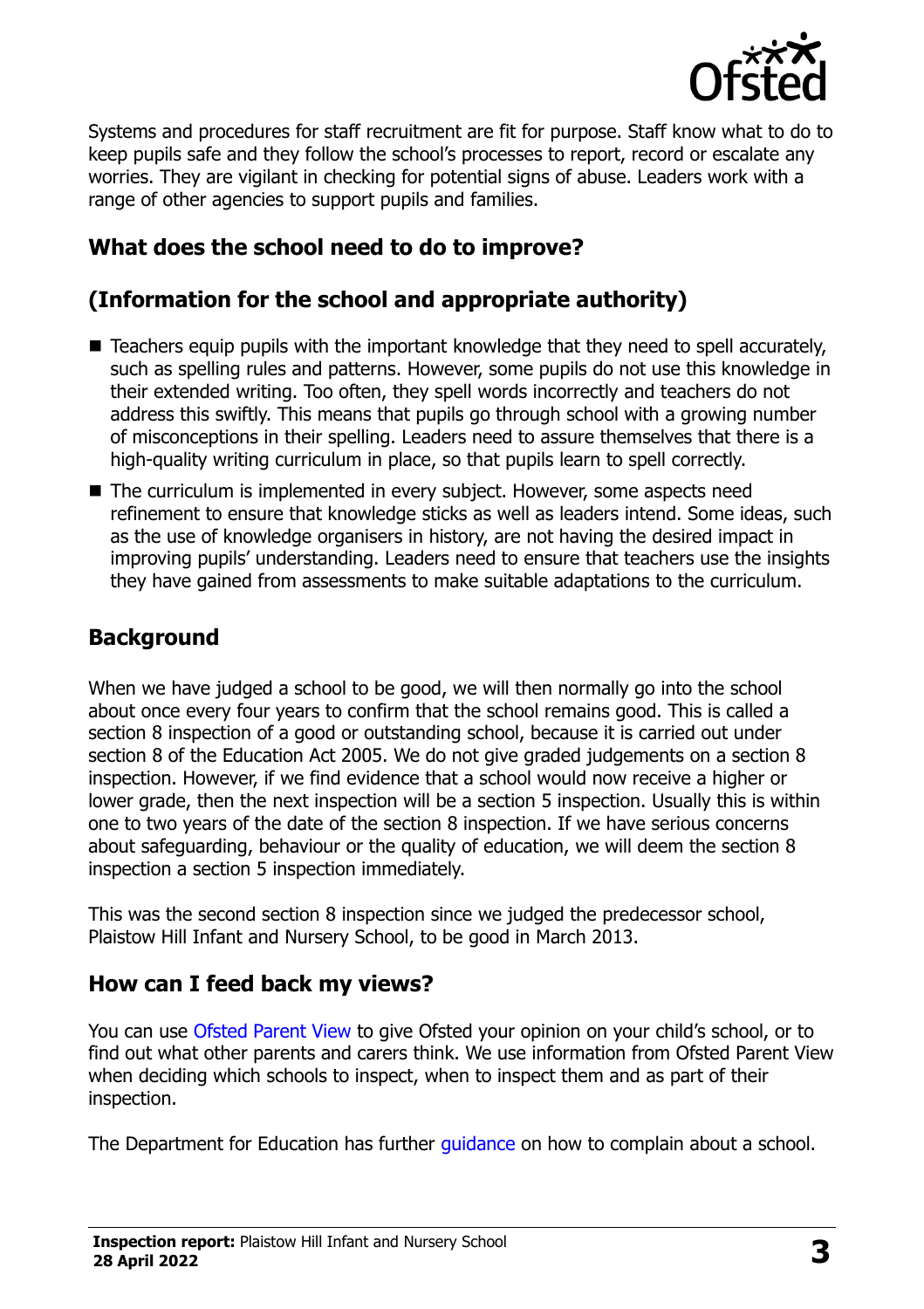Systems and procedures for staff recruitment are fit for purpose. Staff know what to do to keep pupils safe and they follow the school's processes to report, record or escalate any worries. They are vigilant in checking for potential signs of abuse. Leaders work with a range of other agencies to support pupils and families.

## What does the school need to do to improve?

## (Information for the school and appropriate authority)

- Teachers equip pupils with the important knowledge that they need to spell accurately, such as spelling rules and patterns. However, some pupils do not use this knowledge in their extended writing. Too often, they spell words incorrectly and teachers do not address this swiftly. This means that pupils go through school with a growing number of misconceptions in their spelling. Leaders need to assure themselves that there is a high-quality writing curriculum in place, so that pupils learn to spell correctly.
- The curriculum is implemented in every subject. However, some aspects need refinement to ensure that knowledge sticks as well as leaders intend. Some ideas, such as the use of knowledge organisers in history, are not having the desired impact in improving pupils' understanding. Leaders need to ensure that teachers use the insights they have gained from assessments to make suitable adaptations to the curriculum.

## Background

When we have judged a school to be good, we will then normally go into the school about once every four years to confirm that the school remains good. This is called a section 8 inspection of a good or outstanding school, because it is carried out under section 8 of the Education Act 2005. We do not give graded judgements on a section 8 inspection. However, if we find evidence that a school would now receive a higher or lower grade, then the next inspection will be a section 5 inspection. Usually this is within one to two years of the date of the section 8 inspection. If we have serious concerns about safeguarding, behaviour or the quality of education, we will deem the section 8 inspection a section 5 inspection immediately.

This was the second section 8 inspection since we judged the predecessor school, Plaistow Hill Infant and Nursery School, to be good in March 2013.

## How can I feed back my views?

You can use Ofsted Parent View to give Ofsted your opinion on your child's school, or to find out what other parents and carers think. We use information from Ofsted Parent View when deciding which schools to inspect, when to inspect them and as part of their inspection.

The Department for Education has further guidance on how to complain about a school.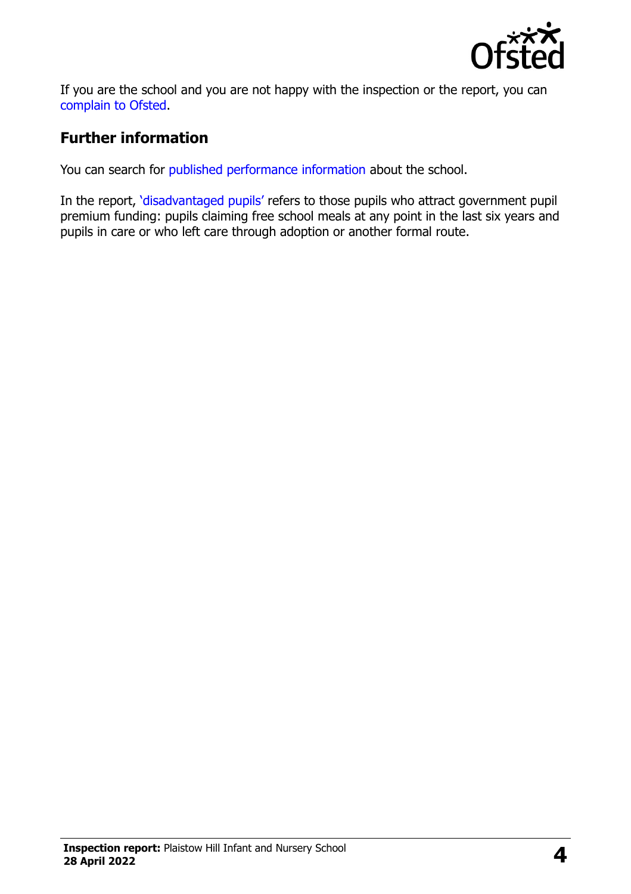If you are the school and you are not happy with the inspection or the report, you can complain to Ofsted.

## Further information

You can search for published performance information about the school.

In the report, 'disadvantaged pupils' refers to those pupils who attract government pupil premium funding: pupils claiming free school meals at any point in the last six years and pupils in care or who left care through adoption or another formal route.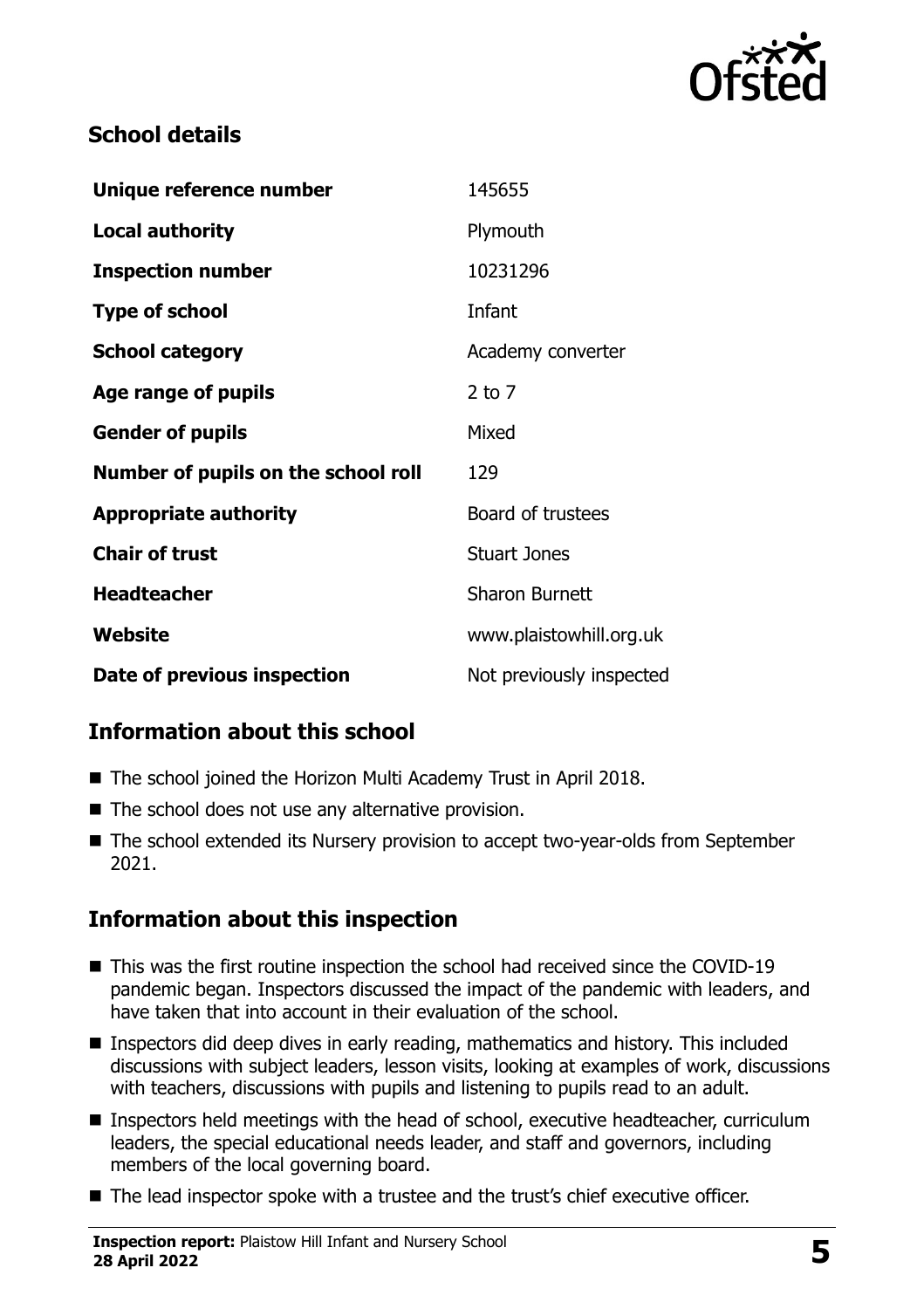## School details

| | |
|---|---|
| **Unique reference number** | 145655 |
| **Local authority** | Plymouth |
| **Inspection number** | 10231296 |
| **Type of school** | Infant |
| **School category** | Academy converter |
| **Age range of pupils** | 2 to 7 |
| **Gender of pupils** | Mixed |
| **Number of pupils on the school roll** | 129 |
| **Appropriate authority** | Board of trustees |
| **Chair of trust** | Stuart Jones |
| **Headteacher** | Sharon Burnett |
| **Website** | www.plaistowhill.org.uk |
| **Date of previous inspection** | Not previously inspected |

## Information about this school

- The school joined the Horizon Multi Academy Trust in April 2018.
- The school does not use any alternative provision.
- The school extended its Nursery provision to accept two-year-olds from September 2021.

## Information about this inspection

- This was the first routine inspection the school had received since the COVID-19 pandemic began. Inspectors discussed the impact of the pandemic with leaders, and have taken that into account in their evaluation of the school.
- Inspectors did deep dives in early reading, mathematics and history. This included discussions with subject leaders, lesson visits, looking at examples of work, discussions with teachers, discussions with pupils and listening to pupils read to an adult.
- Inspectors held meetings with the head of school, executive headteacher, curriculum leaders, the special educational needs leader, and staff and governors, including members of the local governing board.
- The lead inspector spoke with a trustee and the trust's chief executive officer.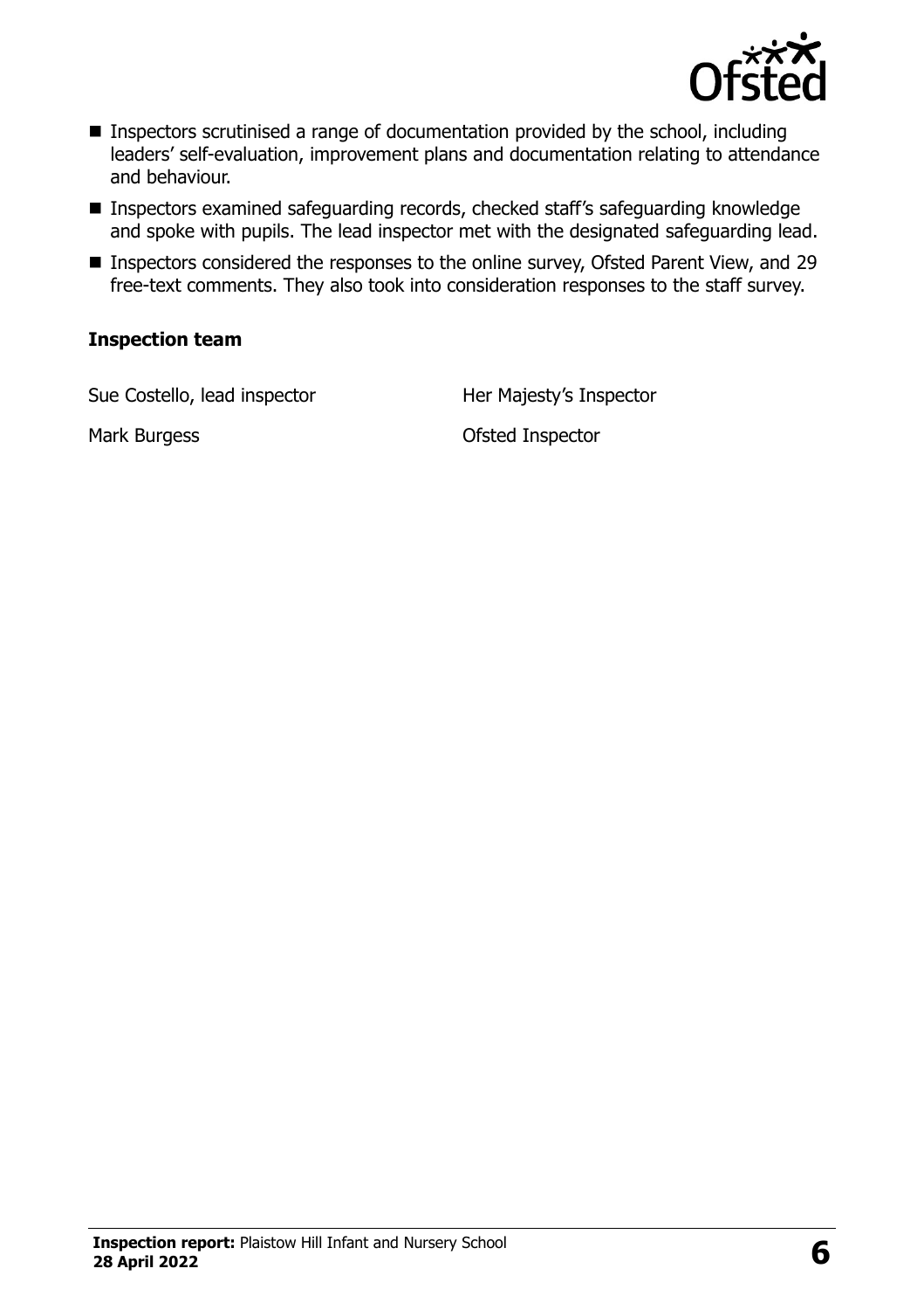- Inspectors scrutinised a range of documentation provided by the school, including leaders' self-evaluation, improvement plans and documentation relating to attendance and behaviour.
- Inspectors examined safeguarding records, checked staff's safeguarding knowledge and spoke with pupils. The lead inspector met with the designated safeguarding lead.
- Inspectors considered the responses to the online survey, Ofsted Parent View, and 29 free-text comments. They also took into consideration responses to the staff survey.

### Inspection team

| | |
|---|---|
| Sue Costello, lead inspector | Her Majesty's Inspector |
| Mark Burgess | Ofsted Inspector |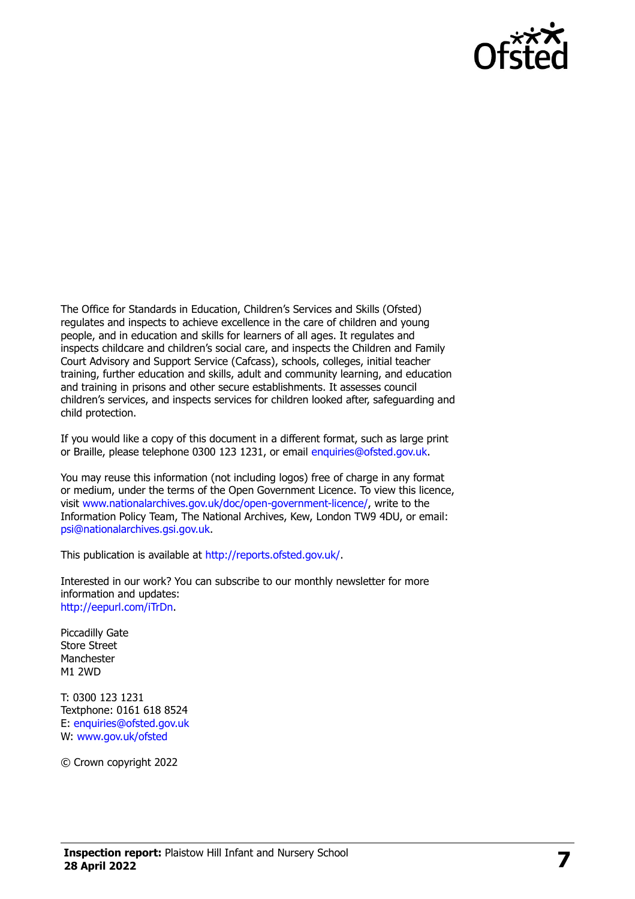The Office for Standards in Education, Children's Services and Skills (Ofsted) regulates and inspects to achieve excellence in the care of children and young people, and in education and skills for learners of all ages. It regulates and inspects childcare and children's social care, and inspects the Children and Family Court Advisory and Support Service (Cafcass), schools, colleges, initial teacher training, further education and skills, adult and community learning, and education and training in prisons and other secure establishments. It assesses council children's services, and inspects services for children looked after, safeguarding and child protection.

If you would like a copy of this document in a different format, such as large print or Braille, please telephone 0300 123 1231, or email enquiries@ofsted.gov.uk.

You may reuse this information (not including logos) free of charge in any format or medium, under the terms of the Open Government Licence. To view this licence, visit www.nationalarchives.gov.uk/doc/open-government-licence/, write to the Information Policy Team, The National Archives, Kew, London TW9 4DU, or email: psi@nationalarchives.gsi.gov.uk.

This publication is available at http://reports.ofsted.gov.uk/.

Interested in our work? You can subscribe to our monthly newsletter for more information and updates:
http://eepurl.com/iTrDn.

Piccadilly Gate
Store Street
Manchester
M1 2WD

T: 0300 123 1231
Textphone: 0161 618 8524
E: enquiries@ofsted.gov.uk
W: www.gov.uk/ofsted

© Crown copyright 2022